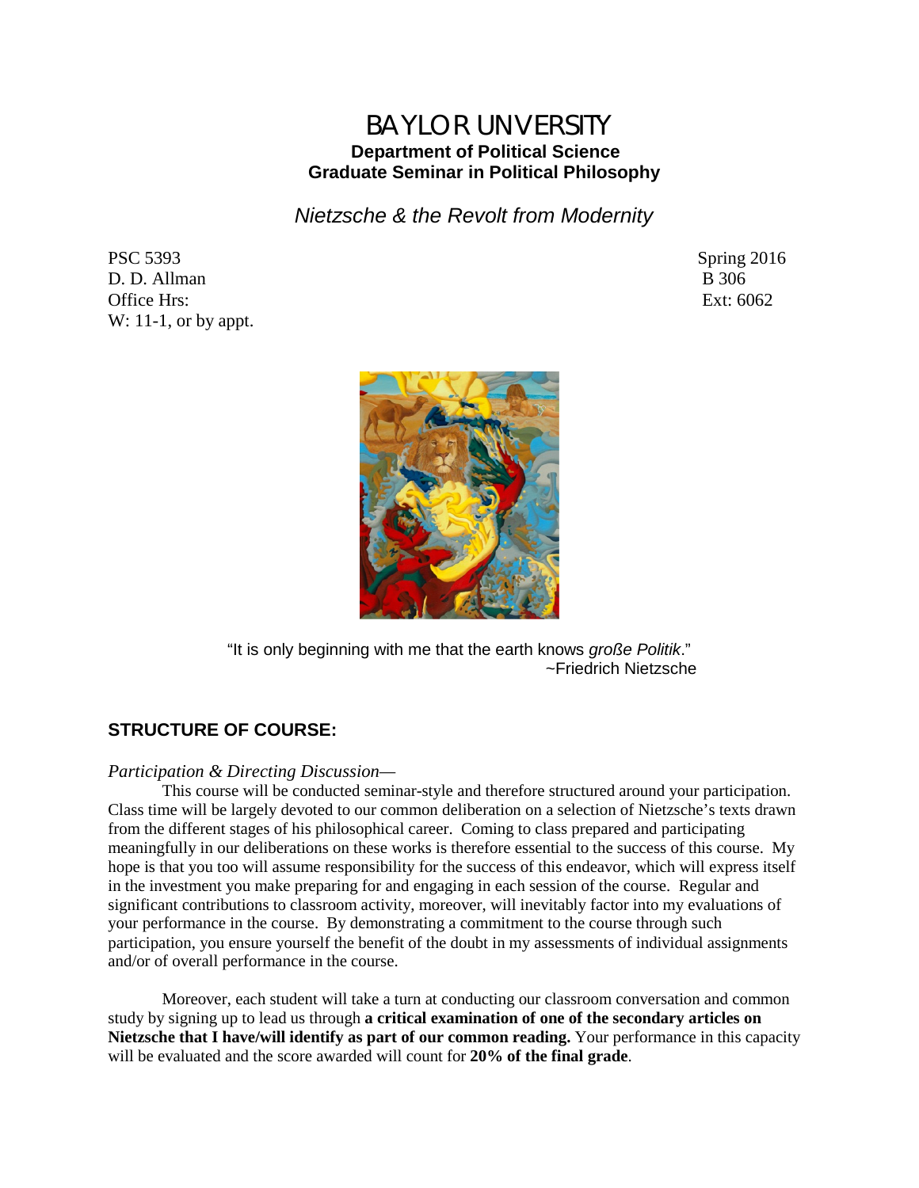# BAYLOR UNVERSITY

**Department of Political Science**
**Graduate Seminar in Political Philosophy**

*Nietzsche & the Revolt from Modernity*

PSC 5393 Spring 2016
D. D. Allman B 306
Office Hrs: Ext: 6062
W: 11-1, or by appt.

"It is only beginning with me that the earth knows *große Politik*."
~Friedrich Nietzsche

## STRUCTURE OF COURSE:

*Participation & Directing Discussion—*

This course will be conducted seminar-style and therefore structured around your participation. Class time will be largely devoted to our common deliberation on a selection of Nietzsche's texts drawn from the different stages of his philosophical career. Coming to class prepared and participating meaningfully in our deliberations on these works is therefore essential to the success of this course. My hope is that you too will assume responsibility for the success of this endeavor, which will express itself in the investment you make preparing for and engaging in each session of the course. Regular and significant contributions to classroom activity, moreover, will inevitably factor into my evaluations of your performance in the course. By demonstrating a commitment to the course through such participation, you ensure yourself the benefit of the doubt in my assessments of individual assignments and/or of overall performance in the course.

Moreover, each student will take a turn at conducting our classroom conversation and common study by signing up to lead us through **a critical examination of one of the secondary articles on Nietzsche that I have/will identify as part of our common reading.** Your performance in this capacity will be evaluated and the score awarded will count for **20% of the final grade**.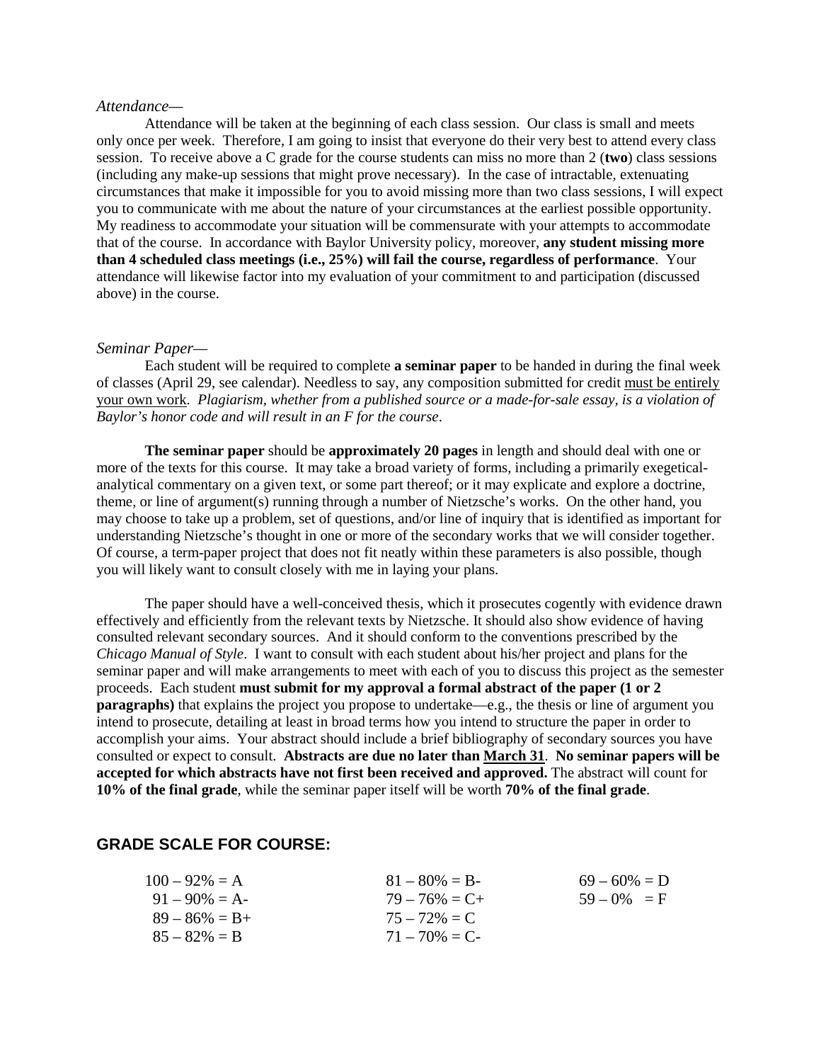*Attendance—*

Attendance will be taken at the beginning of each class session. Our class is small and meets only once per week. Therefore, I am going to insist that everyone do their very best to attend every class session. To receive above a C grade for the course students can miss no more than 2 (**two**) class sessions (including any make-up sessions that might prove necessary). In the case of intractable, extenuating circumstances that make it impossible for you to avoid missing more than two class sessions, I will expect you to communicate with me about the nature of your circumstances at the earliest possible opportunity. My readiness to accommodate your situation will be commensurate with your attempts to accommodate that of the course. In accordance with Baylor University policy, moreover, **any student missing more than 4 scheduled class meetings (i.e., 25%) will fail the course, regardless of performance**. Your attendance will likewise factor into my evaluation of your commitment to and participation (discussed above) in the course.

*Seminar Paper—*

Each student will be required to complete **a seminar paper** to be handed in during the final week of classes (April 29, see calendar). Needless to say, any composition submitted for credit <u>must be entirely your own work</u>. *Plagiarism, whether from a published source or a made-for-sale essay, is a violation of Baylor's honor code and will result in an F for the course*.

**The seminar paper** should be **approximately 20 pages** in length and should deal with one or more of the texts for this course. It may take a broad variety of forms, including a primarily exegetical-analytical commentary on a given text, or some part thereof; or it may explicate and explore a doctrine, theme, or line of argument(s) running through a number of Nietzsche's works. On the other hand, you may choose to take up a problem, set of questions, and/or line of inquiry that is identified as important for understanding Nietzsche's thought in one or more of the secondary works that we will consider together. Of course, a term-paper project that does not fit neatly within these parameters is also possible, though you will likely want to consult closely with me in laying your plans.

The paper should have a well-conceived thesis, which it prosecutes cogently with evidence drawn effectively and efficiently from the relevant texts by Nietzsche. It should also show evidence of having consulted relevant secondary sources. And it should conform to the conventions prescribed by the *Chicago Manual of Style*. I want to consult with each student about his/her project and plans for the seminar paper and will make arrangements to meet with each of you to discuss this project as the semester proceeds. Each student **must submit for my approval a formal abstract of the paper (1 or 2 paragraphs)** that explains the project you propose to undertake—e.g., the thesis or line of argument you intend to prosecute, detailing at least in broad terms how you intend to structure the paper in order to accomplish your aims. Your abstract should include a brief bibliography of secondary sources you have consulted or expect to consult. **Abstracts are due no later than <u>March 31</u>**. **No seminar papers will be accepted for which abstracts have not first been received and approved.** The abstract will count for **10% of the final grade**, while the seminar paper itself will be worth **70% of the final grade**.

## GRADE SCALE FOR COURSE:

| | | |
|---|---|---|
| 100 – 92% = A | 81 – 80% = B- | 69 – 60% = D |
| 91 – 90% = A- | 79 – 76% = C+ | 59 – 0% = F |
| 89 – 86% = B+ | 75 – 72% = C | |
| 85 – 82% = B | 71 – 70% = C- | |